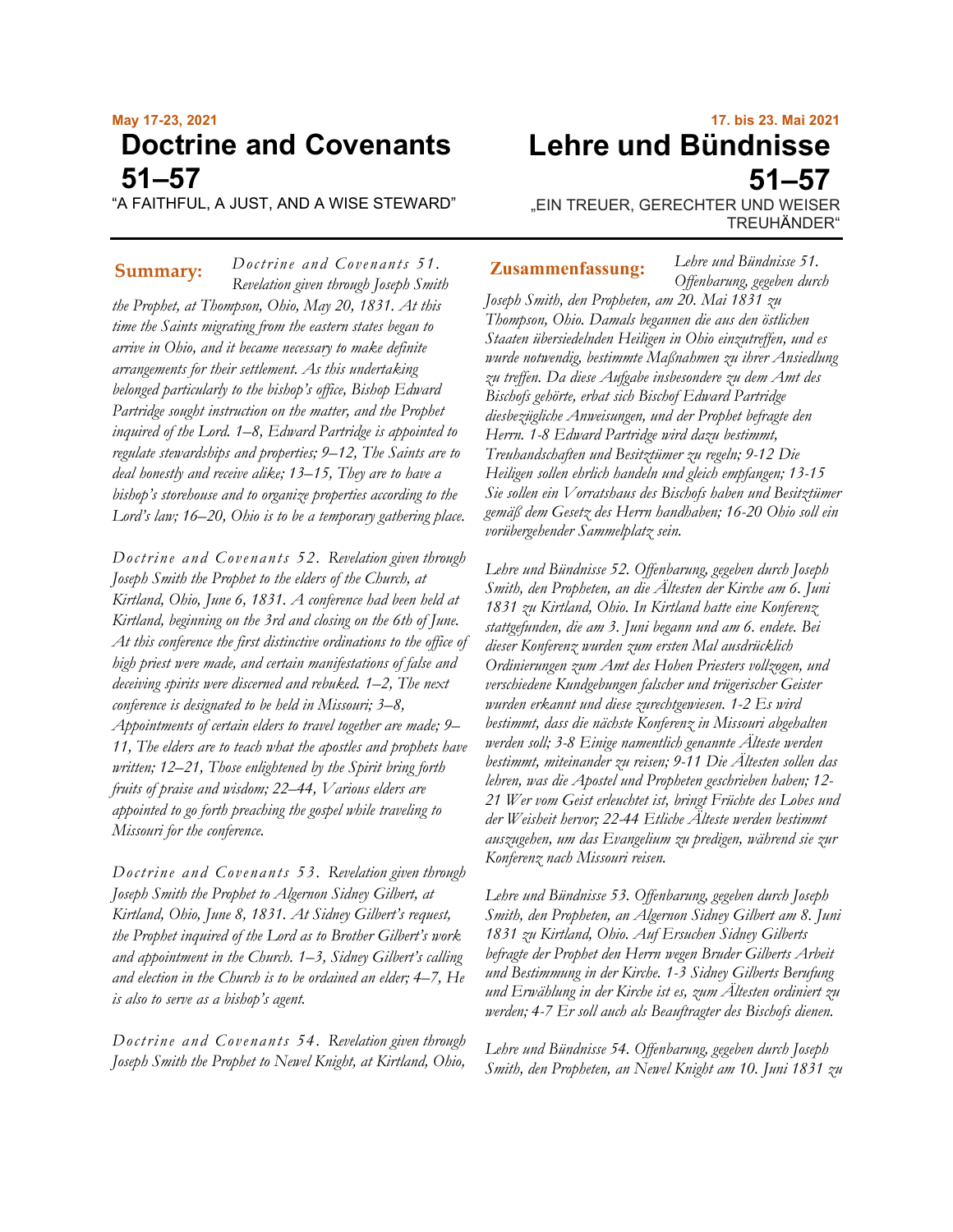**May 17-23, 2021**

# Doctrine and Covenants 51–57

"A FAITHFUL, A JUST, AND A WISE STEWARD"

**Summary:** *Doctrine and Covenants 51. Revelation given through Joseph Smith the Prophet, at Thompson, Ohio, May 20, 1831. At this time the Saints migrating from the eastern states began to arrive in Ohio, and it became necessary to make definite arrangements for their settlement. As this undertaking belonged particularly to the bishop's office, Bishop Edward Partridge sought instruction on the matter, and the Prophet inquired of the Lord. 1–8, Edward Partridge is appointed to regulate stewardships and properties; 9–12, The Saints are to deal honestly and receive alike; 13–15, They are to have a bishop's storehouse and to organize properties according to the Lord's law; 16–20, Ohio is to be a temporary gathering place.*

*Doctrine and Covenants 52. Revelation given through Joseph Smith the Prophet to the elders of the Church, at Kirtland, Ohio, June 6, 1831. A conference had been held at Kirtland, beginning on the 3rd and closing on the 6th of June. At this conference the first distinctive ordinations to the office of high priest were made, and certain manifestations of false and deceiving spirits were discerned and rebuked. 1–2, The next conference is designated to be held in Missouri; 3–8, Appointments of certain elders to travel together are made; 9–11, The elders are to teach what the apostles and prophets have written; 12–21, Those enlightened by the Spirit bring forth fruits of praise and wisdom; 22–44, Various elders are appointed to go forth preaching the gospel while traveling to Missouri for the conference.*

*Doctrine and Covenants 53. Revelation given through Joseph Smith the Prophet to Algernon Sidney Gilbert, at Kirtland, Ohio, June 8, 1831. At Sidney Gilbert's request, the Prophet inquired of the Lord as to Brother Gilbert's work and appointment in the Church. 1–3, Sidney Gilbert's calling and election in the Church is to be ordained an elder; 4–7, He is also to serve as a bishop's agent.*

*Doctrine and Covenants 54. Revelation given through Joseph Smith the Prophet to Newel Knight, at Kirtland, Ohio,*

**17. bis 23. Mai 2021**

# Lehre und Bündnisse 51–57

„EIN TREUER, GERECHTER UND WEISER TREUHÄNDER"

**Zusammenfassung:** *Lehre und Bündnisse 51. Offenbarung, gegeben durch Joseph Smith, den Propheten, am 20. Mai 1831 zu Thompson, Ohio. Damals begannen die aus den östlichen Staaten übersiedelnden Heiligen in Ohio einzutreffen, und es wurde notwendig, bestimmte Maßnahmen zu ihrer Ansiedlung zu treffen. Da diese Aufgabe insbesondere zu dem Amt des Bischofs gehörte, erbat sich Bischof Edward Partridge diesbezügliche Anweisungen, und der Prophet befragte den Herrn. 1-8 Edward Partridge wird dazu bestimmt, Treuhandschaften und Besitztümer zu regeln; 9-12 Die Heiligen sollen ehrlich handeln und gleich empfangen; 13-15 Sie sollen ein Vorratshaus des Bischofs haben und Besitztümer gemäß dem Gesetz des Herrn handhaben; 16-20 Ohio soll ein vorübergehender Sammelplatz sein.*

*Lehre und Bündnisse 52. Offenbarung, gegeben durch Joseph Smith, den Propheten, an die Ältesten der Kirche am 6. Juni 1831 zu Kirtland, Ohio. In Kirtland hatte eine Konferenz stattgefunden, die am 3. Juni begann und am 6. endete. Bei dieser Konferenz wurden zum ersten Mal ausdrücklich Ordinierungen zum Amt des Hohen Priesters vollzogen, und verschiedene Kundgebungen falscher und trügerischer Geister wurden erkannt und diese zurechtgewiesen. 1-2 Es wird bestimmt, dass die nächste Konferenz in Missouri abgehalten werden soll; 3-8 Einige namentlich genannte Älteste werden bestimmt, miteinander zu reisen; 9-11 Die Ältesten sollen das lehren, was die Apostel und Propheten geschrieben haben; 12-21 Wer vom Geist erleuchtet ist, bringt Früchte des Lobes und der Weisheit hervor; 22-44 Etliche Älteste werden bestimmt auszugehen, um das Evangelium zu predigen, während sie zur Konferenz nach Missouri reisen.*

*Lehre und Bündnisse 53. Offenbarung, gegeben durch Joseph Smith, den Propheten, an Algernon Sidney Gilbert am 8. Juni 1831 zu Kirtland, Ohio. Auf Ersuchen Sidney Gilberts befragte der Prophet den Herrn wegen Bruder Gilberts Arbeit und Bestimmung in der Kirche. 1-3 Sidney Gilberts Berufung und Erwählung in der Kirche ist es, zum Ältesten ordiniert zu werden; 4-7 Er soll auch als Beauftragter des Bischofs dienen.*

*Lehre und Bündnisse 54. Offenbarung, gegeben durch Joseph Smith, den Propheten, an Newel Knight am 10. Juni 1831 zu*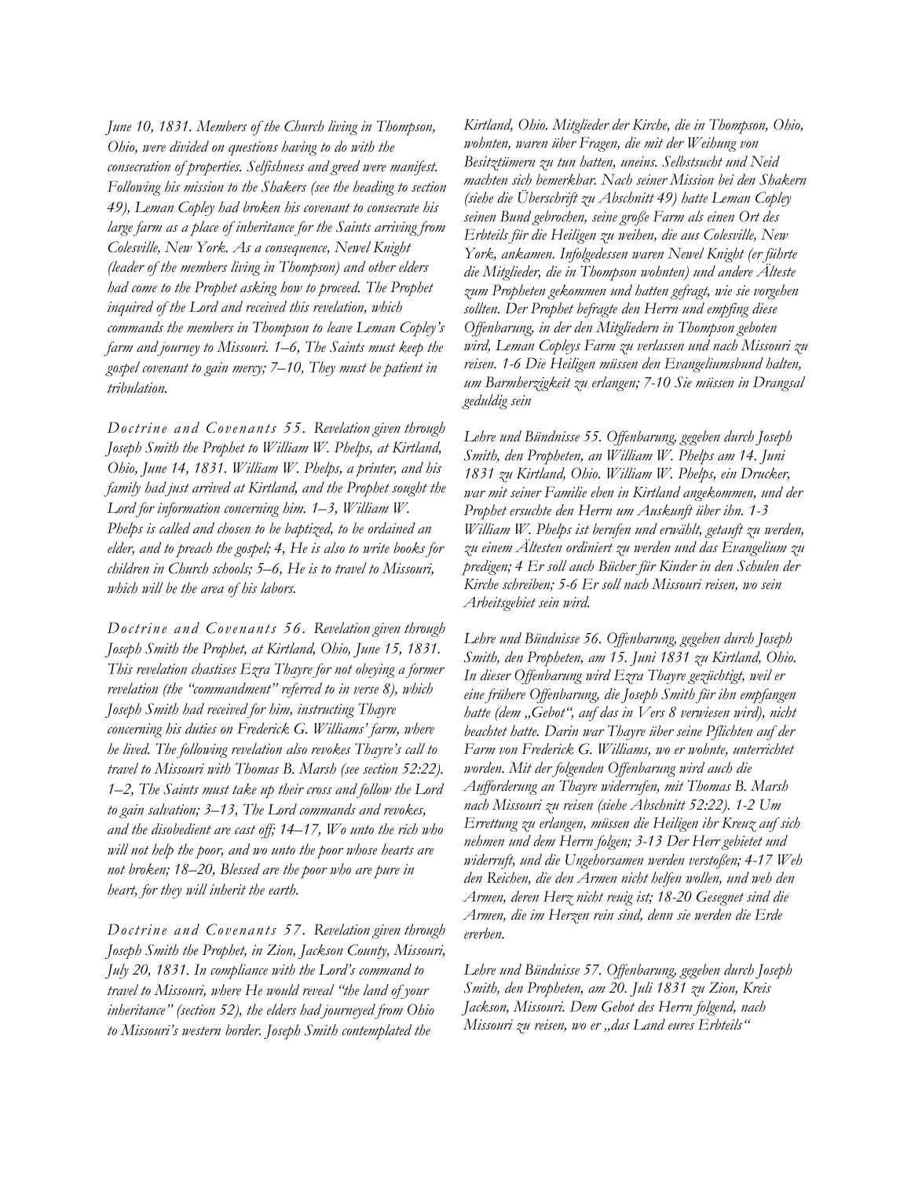*June 10, 1831. Members of the Church living in Thompson, Ohio, were divided on questions having to do with the consecration of properties. Selfishness and greed were manifest. Following his mission to the Shakers (see the heading to section 49), Leman Copley had broken his covenant to consecrate his large farm as a place of inheritance for the Saints arriving from Colesville, New York. As a consequence, Newel Knight (leader of the members living in Thompson) and other elders had come to the Prophet asking how to proceed. The Prophet inquired of the Lord and received this revelation, which commands the members in Thompson to leave Leman Copley's farm and journey to Missouri. 1–6, The Saints must keep the gospel covenant to gain mercy; 7–10, They must be patient in tribulation.*

*Kirtland, Ohio. Mitglieder der Kirche, die in Thompson, Ohio, wohnten, waren über Fragen, die mit der Weihung von Besitztümern zu tun hatten, uneins. Selbstsucht und Neid machten sich bemerkbar. Nach seiner Mission bei den Shakern (siehe die Überschrift zu Abschnitt 49) hatte Leman Copley seinen Bund gebrochen, seine große Farm als einen Ort des Erbteils für die Heiligen zu weihen, die aus Colesville, New York, ankamen. Infolgedessen waren Newel Knight (er führte die Mitglieder, die in Thompson wohnten) und andere Älteste zum Propheten gekommen und hatten gefragt, wie sie vorgehen sollten. Der Prophet befragte den Herrn und empfing diese Offenbarung, in der den Mitgliedern in Thompson geboten wird, Leman Copleys Farm zu verlassen und nach Missouri zu reisen. 1-6 Die Heiligen müssen den Evangeliumsbund halten, um Barmherzigkeit zu erlangen; 7-10 Sie müssen in Drangsal geduldig sein*

*Doctrine and Covenants 55. Revelation given through Joseph Smith the Prophet to William W. Phelps, at Kirtland, Ohio, June 14, 1831. William W. Phelps, a printer, and his family had just arrived at Kirtland, and the Prophet sought the Lord for information concerning him. 1–3, William W. Phelps is called and chosen to be baptized, to be ordained an elder, and to preach the gospel; 4, He is also to write books for children in Church schools; 5–6, He is to travel to Missouri, which will be the area of his labors.*

*Lehre und Bündnisse 55. Offenbarung, gegeben durch Joseph Smith, den Propheten, an William W. Phelps am 14. Juni 1831 zu Kirtland, Ohio. William W. Phelps, ein Drucker, war mit seiner Familie eben in Kirtland angekommen, und der Prophet ersuchte den Herrn um Auskunft über ihn. 1-3 William W. Phelps ist berufen und erwählt, getauft zu werden, zu einem Ältesten ordiniert zu werden und das Evangelium zu predigen; 4 Er soll auch Bücher für Kinder in den Schulen der Kirche schreiben; 5-6 Er soll nach Missouri reisen, wo sein Arbeitsgebiet sein wird.*

*Doctrine and Covenants 56. Revelation given through Joseph Smith the Prophet, at Kirtland, Ohio, June 15, 1831. This revelation chastises Ezra Thayre for not obeying a former revelation (the "commandment" referred to in verse 8), which Joseph Smith had received for him, instructing Thayre concerning his duties on Frederick G. Williams' farm, where he lived. The following revelation also revokes Thayre's call to travel to Missouri with Thomas B. Marsh (see section 52:22). 1–2, The Saints must take up their cross and follow the Lord to gain salvation; 3–13, The Lord commands and revokes, and the disobedient are cast off; 14–17, Wo unto the rich who will not help the poor, and wo unto the poor whose hearts are not broken; 18–20, Blessed are the poor who are pure in heart, for they will inherit the earth.*

*Lehre und Bündnisse 56. Offenbarung, gegeben durch Joseph Smith, den Propheten, am 15. Juni 1831 zu Kirtland, Ohio. In dieser Offenbarung wird Ezra Thayre gezüchtigt, weil er eine frühere Offenbarung, die Joseph Smith für ihn empfangen hatte (dem „Gebot", auf das in Vers 8 verwiesen wird), nicht beachtet hatte. Darin war Thayre über seine Pflichten auf der Farm von Frederick G. Williams, wo er wohnte, unterrichtet worden. Mit der folgenden Offenbarung wird auch die Aufforderung an Thayre widerrufen, mit Thomas B. Marsh nach Missouri zu reisen (siehe Abschnitt 52:22). 1-2 Um Errettung zu erlangen, müssen die Heiligen ihr Kreuz auf sich nehmen und dem Herrn folgen; 3-13 Der Herr gebietet und widerruft, und die Ungehorsamen werden verstoßen; 4-17 Weh den Reichen, die den Armen nicht helfen wollen, und weh den Armen, deren Herz nicht reuig ist; 18-20 Gesegnet sind die Armen, die im Herzen rein sind, denn sie werden die Erde ererben.*

*Doctrine and Covenants 57. Revelation given through Joseph Smith the Prophet, in Zion, Jackson County, Missouri, July 20, 1831. In compliance with the Lord's command to travel to Missouri, where He would reveal "the land of your inheritance" (section 52), the elders had journeyed from Ohio to Missouri's western border. Joseph Smith contemplated the*

*Lehre und Bündnisse 57. Offenbarung, gegeben durch Joseph Smith, den Propheten, am 20. Juli 1831 zu Zion, Kreis Jackson, Missouri. Dem Gebot des Herrn folgend, nach Missouri zu reisen, wo er „das Land eures Erbteils"*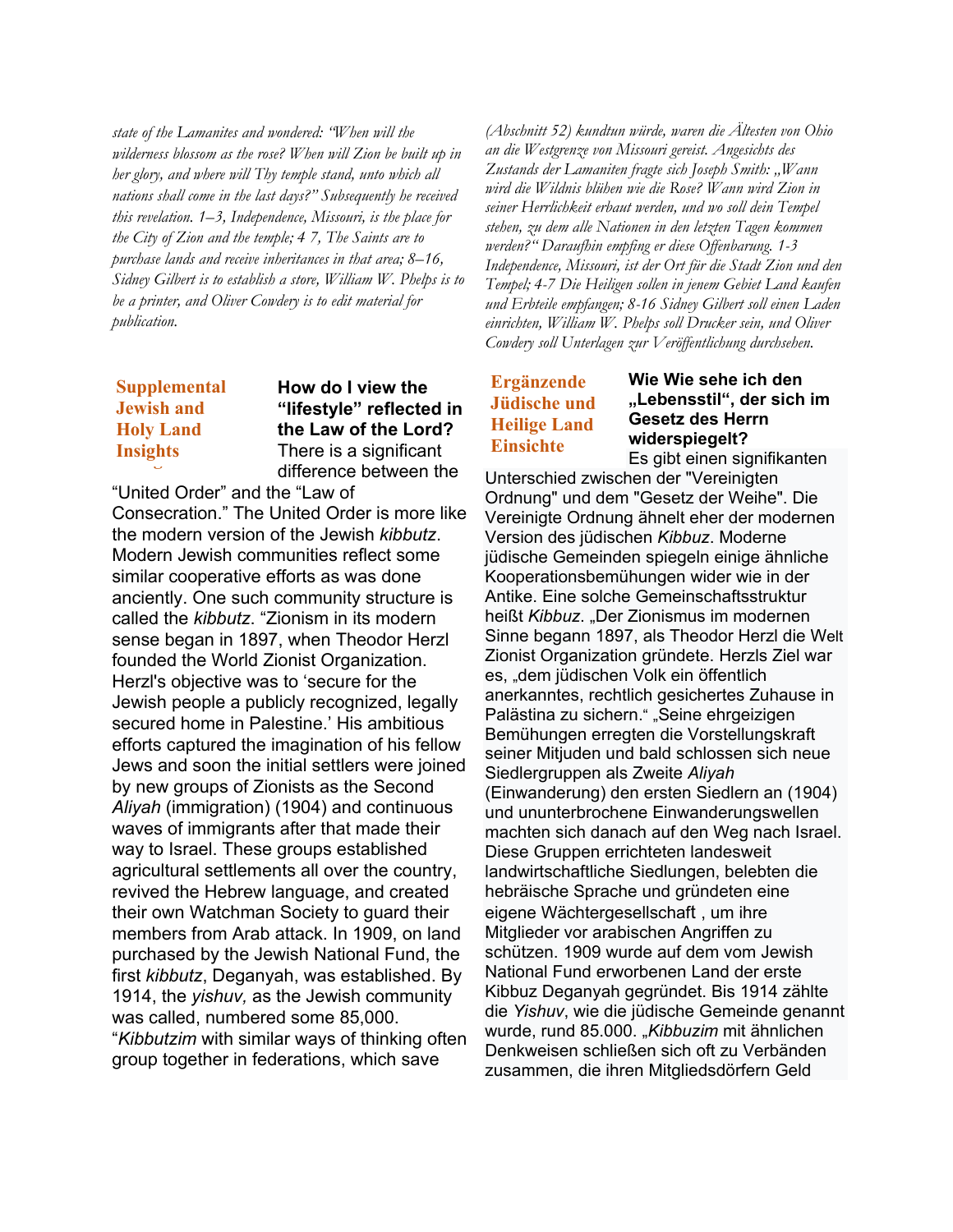*state of the Lamanites and wondered: "When will the wilderness blossom as the rose? When will Zion be built up in her glory, and where will Thy temple stand, unto which all nations shall come in the last days?" Subsequently he received this revelation. 1–3, Independence, Missouri, is the place for the City of Zion and the temple; 4 7, The Saints are to purchase lands and receive inheritances in that area; 8–16, Sidney Gilbert is to establish a store, William W. Phelps is to be a printer, and Oliver Cowdery is to edit material for publication.*

## Supplemental Jewish and Holy Land Insights

**How do I view the "lifestyle" reflected in the Law of the Lord?**

There is a significant difference between the "United Order" and the "Law of Consecration." The United Order is more like the modern version of the Jewish *kibbutz*. Modern Jewish communities reflect some similar cooperative efforts as was done anciently. One such community structure is called the *kibbutz*. "Zionism in its modern sense began in 1897, when Theodor Herzl founded the World Zionist Organization. Herzl's objective was to 'secure for the Jewish people a publicly recognized, legally secured home in Palestine.' His ambitious efforts captured the imagination of his fellow Jews and soon the initial settlers were joined by new groups of Zionists as the Second *Aliyah* (immigration) (1904) and continuous waves of immigrants after that made their way to Israel. These groups established agricultural settlements all over the country, revived the Hebrew language, and created their own Watchman Society to guard their members from Arab attack. In 1909, on land purchased by the Jewish National Fund, the first *kibbutz*, Deganyah, was established. By 1914, the *yishuv,* as the Jewish community was called, numbered some 85,000. "*Kibbutzim* with similar ways of thinking often group together in federations, which save

*(Abschnitt 52) kundtun würde, waren die Ältesten von Ohio an die Westgrenze von Missouri gereist. Angesichts des Zustands der Lamaniten fragte sich Joseph Smith: „Wann wird die Wildnis blühen wie die Rose? Wann wird Zion in seiner Herrlichkeit erbaut werden, und wo soll dein Tempel stehen, zu dem alle Nationen in den letzten Tagen kommen werden?" Daraufhin empfing er diese Offenbarung. 1-3 Independence, Missouri, ist der Ort für die Stadt Zion und den Tempel; 4-7 Die Heiligen sollen in jenem Gebiet Land kaufen und Erbteile empfangen; 8-16 Sidney Gilbert soll einen Laden einrichten, William W. Phelps soll Drucker sein, und Oliver Cowdery soll Unterlagen zur Veröffentlichung durchsehen.*

## Ergänzende Jüdische und Heilige Land Einsichte

**Wie Wie sehe ich den „Lebensstil", der sich im Gesetz des Herrn widerspiegelt?**

Es gibt einen signifikanten Unterschied zwischen der "Vereinigten Ordnung" und dem "Gesetz der Weihe". Die Vereinigte Ordnung ähnelt eher der modernen Version des jüdischen *Kibbuz*. Moderne jüdische Gemeinden spiegeln einige ähnliche Kooperationsbemühungen wider wie in der Antike. Eine solche Gemeinschaftsstruktur heißt *Kibbuz*. „Der Zionismus im modernen Sinne begann 1897, als Theodor Herzl die Welt Zionist Organization gründete. Herzls Ziel war es, „dem jüdischen Volk ein öffentlich anerkanntes, rechtlich gesichertes Zuhause in Palästina zu sichern." „Seine ehrgeizigen Bemühungen erregten die Vorstellungskraft seiner Mitjuden und bald schlossen sich neue Siedlergruppen als Zweite *Aliyah* (Einwanderung) den ersten Siedlern an (1904) und ununterbrochene Einwanderungswellen machten sich danach auf den Weg nach Israel. Diese Gruppen errichteten landesweit landwirtschaftliche Siedlungen, belebten die hebräische Sprache und gründeten eine eigene Wächtergesellschaft , um ihre Mitglieder vor arabischen Angriffen zu schützen. 1909 wurde auf dem vom Jewish National Fund erworbenen Land der erste Kibbuz Deganyah gegründet. Bis 1914 zählte die *Yishuv*, wie die jüdische Gemeinde genannt wurde, rund 85.000. „*Kibbuzim* mit ähnlichen Denkweisen schließen sich oft zu Verbänden zusammen, die ihren Mitgliedsdörfern Geld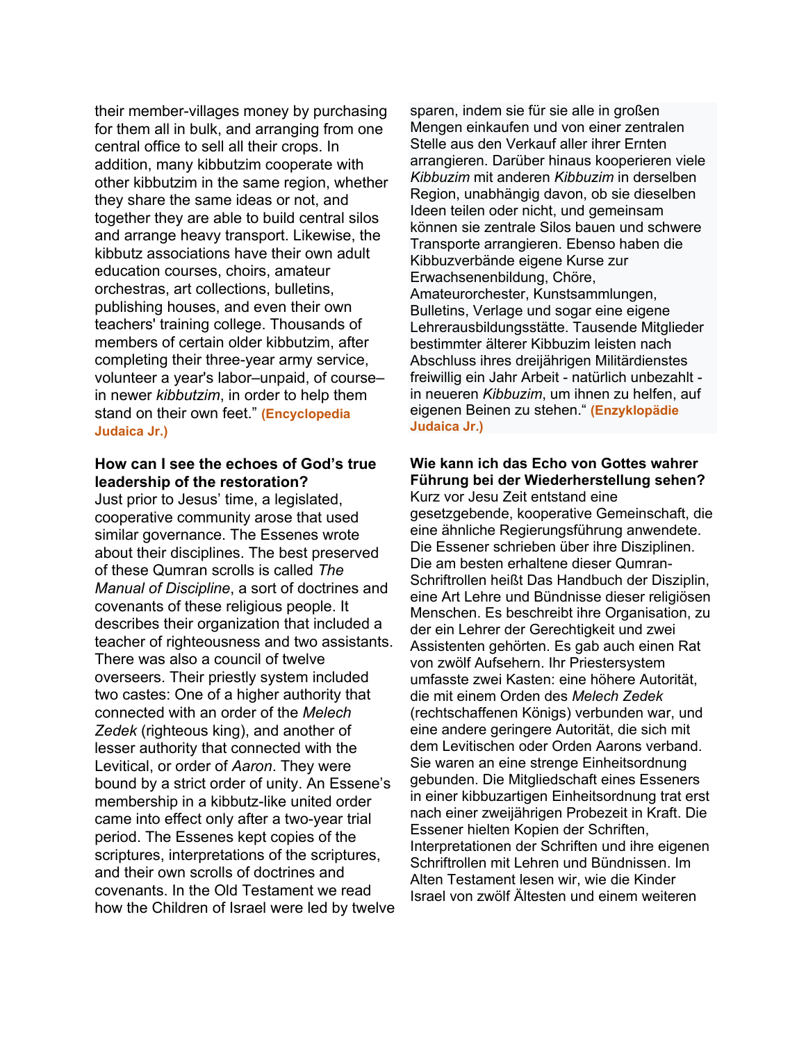their member-villages money by purchasing for them all in bulk, and arranging from one central office to sell all their crops. In addition, many kibbutzim cooperate with other kibbutzim in the same region, whether they share the same ideas or not, and together they are able to build central silos and arrange heavy transport. Likewise, the kibbutz associations have their own adult education courses, choirs, amateur orchestras, art collections, bulletins, publishing houses, and even their own teachers' training college. Thousands of members of certain older kibbutzim, after completing their three-year army service, volunteer a year's labor–unpaid, of course– in newer *kibbutzim*, in order to help them stand on their own feet." **(Encyclopedia Judaica Jr.)**

**How can I see the echoes of God's true leadership of the restoration?**

Just prior to Jesus' time, a legislated, cooperative community arose that used similar governance. The Essenes wrote about their disciplines. The best preserved of these Qumran scrolls is called *The Manual of Discipline*, a sort of doctrines and covenants of these religious people. It describes their organization that included a teacher of righteousness and two assistants. There was also a council of twelve overseers. Their priestly system included two castes: One of a higher authority that connected with an order of the *Melech Zedek* (righteous king), and another of lesser authority that connected with the Levitical, or order of *Aaron*. They were bound by a strict order of unity. An Essene's membership in a kibbutz-like united order came into effect only after a two-year trial period. The Essenes kept copies of the scriptures, interpretations of the scriptures, and their own scrolls of doctrines and covenants. In the Old Testament we read how the Children of Israel were led by twelve

sparen, indem sie für sie alle in großen Mengen einkaufen und von einer zentralen Stelle aus den Verkauf aller ihrer Ernten arrangieren. Darüber hinaus kooperieren viele *Kibbuzim* mit anderen *Kibbuzim* in derselben Region, unabhängig davon, ob sie dieselben Ideen teilen oder nicht, und gemeinsam können sie zentrale Silos bauen und schwere Transporte arrangieren. Ebenso haben die Kibbuzverbände eigene Kurse zur Erwachsenenbildung, Chöre, Amateurorchester, Kunstsammlungen, Bulletins, Verlage und sogar eine eigene Lehrerausbildungsstätte. Tausende Mitglieder bestimmter älterer Kibbuzim leisten nach Abschluss ihres dreijährigen Militärdienstes freiwillig ein Jahr Arbeit - natürlich unbezahlt - in neueren *Kibbuzim*, um ihnen zu helfen, auf eigenen Beinen zu stehen." **(Enzyklopädie Judaica Jr.)**

**Wie kann ich das Echo von Gottes wahrer Führung bei der Wiederherstellung sehen?**

Kurz vor Jesu Zeit entstand eine gesetzgebende, kooperative Gemeinschaft, die eine ähnliche Regierungsführung anwendete. Die Essener schrieben über ihre Disziplinen. Die am besten erhaltene dieser Qumran-Schriftrollen heißt Das Handbuch der Disziplin, eine Art Lehre und Bündnisse dieser religiösen Menschen. Es beschreibt ihre Organisation, zu der ein Lehrer der Gerechtigkeit und zwei Assistenten gehörten. Es gab auch einen Rat von zwölf Aufsehern. Ihr Priestersystem umfasste zwei Kasten: eine höhere Autorität, die mit einem Orden des *Melech Zedek* (rechtschaffenen Königs) verbunden war, und eine andere geringere Autorität, die sich mit dem Levitischen oder Orden Aarons verband. Sie waren an eine strenge Einheitsordnung gebunden. Die Mitgliedschaft eines Esseners in einer kibbuzartigen Einheitsordnung trat erst nach einer zweijährigen Probezeit in Kraft. Die Essener hielten Kopien der Schriften, Interpretationen der Schriften und ihre eigenen Schriftrollen mit Lehren und Bündnissen. Im Alten Testament lesen wir, wie die Kinder Israel von zwölf Ältesten und einem weiteren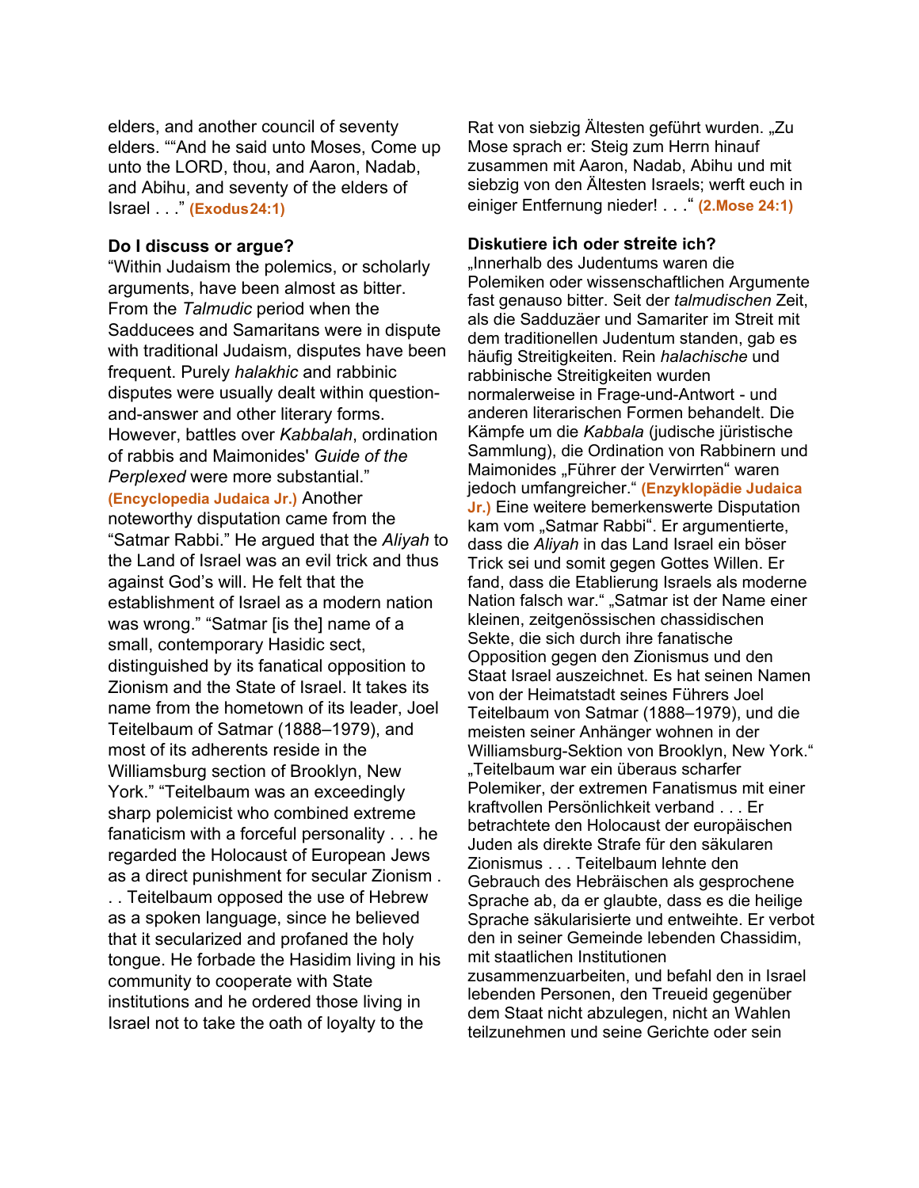elders, and another council of seventy elders. ""And he said unto Moses, Come up unto the LORD, thou, and Aaron, Nadab, and Abihu, and seventy of the elders of Israel . . ." **(Exodus24:1)**

### Do I discuss or argue?

"Within Judaism the polemics, or scholarly arguments, have been almost as bitter. From the *Talmudic* period when the Sadducees and Samaritans were in dispute with traditional Judaism, disputes have been frequent. Purely *halakhic* and rabbinic disputes were usually dealt within question-and-answer and other literary forms. However, battles over *Kabbalah*, ordination of rabbis and Maimonides' *Guide of the Perplexed* were more substantial." **(Encyclopedia Judaica Jr.)** Another noteworthy disputation came from the "Satmar Rabbi." He argued that the *Aliyah* to the Land of Israel was an evil trick and thus against God's will. He felt that the establishment of Israel as a modern nation was wrong." "Satmar [is the] name of a small, contemporary Hasidic sect, distinguished by its fanatical opposition to Zionism and the State of Israel. It takes its name from the hometown of its leader, Joel Teitelbaum of Satmar (1888–1979), and most of its adherents reside in the Williamsburg section of Brooklyn, New York." "Teitelbaum was an exceedingly sharp polemicist who combined extreme fanaticism with a forceful personality . . . he regarded the Holocaust of European Jews as a direct punishment for secular Zionism . . . Teitelbaum opposed the use of Hebrew as a spoken language, since he believed that it secularized and profaned the holy tongue. He forbade the Hasidim living in his community to cooperate with State institutions and he ordered those living in Israel not to take the oath of loyalty to the

Rat von siebzig Ältesten geführt wurden. „Zu Mose sprach er: Steig zum Herrn hinauf zusammen mit Aaron, Nadab, Abihu und mit siebzig von den Ältesten Israels; werft euch in einiger Entfernung nieder! . . ." **(2.Mose 24:1)**

### Diskutiere ich oder streite ich?

„Innerhalb des Judentums waren die Polemiken oder wissenschaftlichen Argumente fast genauso bitter. Seit der *talmudischen* Zeit, als die Sadduzäer und Samariter im Streit mit dem traditionellen Judentum standen, gab es häufig Streitigkeiten. Rein *halachische* und rabbinische Streitigkeiten wurden normalerweise in Frage-und-Antwort - und anderen literarischen Formen behandelt. Die Kämpfe um die *Kabbala* (judische jüristische Sammlung), die Ordination von Rabbinern und Maimonides „Führer der Verwirrten" waren jedoch umfangreicher." **(Enzyklopädie Judaica Jr.)** Eine weitere bemerkenswerte Disputation kam vom „Satmar Rabbi". Er argumentierte, dass die *Aliyah* in das Land Israel ein böser Trick sei und somit gegen Gottes Willen. Er fand, dass die Etablierung Israels als moderne Nation falsch war." „Satmar ist der Name einer kleinen, zeitgenössischen chassidischen Sekte, die sich durch ihre fanatische Opposition gegen den Zionismus und den Staat Israel auszeichnet. Es hat seinen Namen von der Heimatstadt seines Führers Joel Teitelbaum von Satmar (1888–1979), und die meisten seiner Anhänger wohnen in der Williamsburg-Sektion von Brooklyn, New York." „Teitelbaum war ein überaus scharfer Polemiker, der extremen Fanatismus mit einer kraftvollen Persönlichkeit verband . . . Er betrachtete den Holocaust der europäischen Juden als direkte Strafe für den säkularen Zionismus . . . Teitelbaum lehnte den Gebrauch des Hebräischen als gesprochene Sprache ab, da er glaubte, dass es die heilige Sprache säkularisierte und entweihte. Er verbot den in seiner Gemeinde lebenden Chassidim, mit staatlichen Institutionen zusammenzuarbeiten, und befahl den in Israel lebenden Personen, den Treueid gegenüber dem Staat nicht abzulegen, nicht an Wahlen teilzunehmen und seine Gerichte oder sein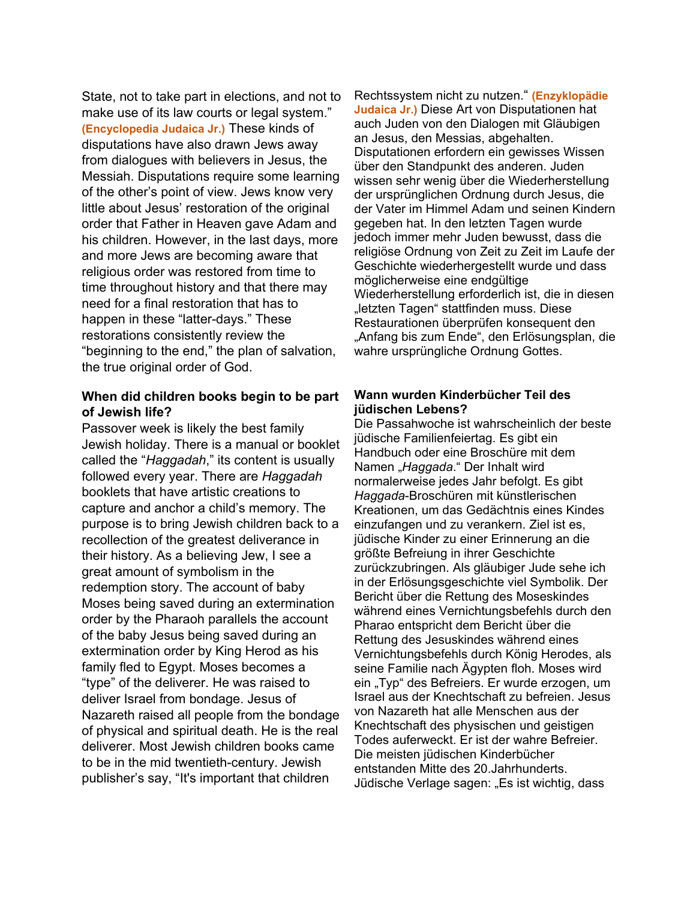State, not to take part in elections, and not to make use of its law courts or legal system." **(Encyclopedia Judaica Jr.)** These kinds of disputations have also drawn Jews away from dialogues with believers in Jesus, the Messiah. Disputations require some learning of the other's point of view. Jews know very little about Jesus' restoration of the original order that Father in Heaven gave Adam and his children. However, in the last days, more and more Jews are becoming aware that religious order was restored from time to time throughout history and that there may need for a final restoration that has to happen in these "latter-days." These restorations consistently review the "beginning to the end," the plan of salvation, the true original order of God.

**When did children books begin to be part of Jewish life?**

Passover week is likely the best family Jewish holiday. There is a manual or booklet called the "*Haggadah*," its content is usually followed every year. There are *Haggadah* booklets that have artistic creations to capture and anchor a child's memory. The purpose is to bring Jewish children back to a recollection of the greatest deliverance in their history. As a believing Jew, I see a great amount of symbolism in the redemption story. The account of baby Moses being saved during an extermination order by the Pharaoh parallels the account of the baby Jesus being saved during an extermination order by King Herod as his family fled to Egypt. Moses becomes a "type" of the deliverer. He was raised to deliver Israel from bondage. Jesus of Nazareth raised all people from the bondage of physical and spiritual death. He is the real deliverer. Most Jewish children books came to be in the mid twentieth-century. Jewish publisher's say, "It's important that children

Rechtssystem nicht zu nutzen." **(Enzyklopädie Judaica Jr.)** Diese Art von Disputationen hat auch Juden von den Dialogen mit Gläubigen an Jesus, den Messias, abgehalten. Disputationen erfordern ein gewisses Wissen über den Standpunkt des anderen. Juden wissen sehr wenig über die Wiederherstellung der ursprünglichen Ordnung durch Jesus, die der Vater im Himmel Adam und seinen Kindern gegeben hat. In den letzten Tagen wurde jedoch immer mehr Juden bewusst, dass die religiöse Ordnung von Zeit zu Zeit im Laufe der Geschichte wiederhergestellt wurde und dass möglicherweise eine endgültige Wiederherstellung erforderlich ist, die in diesen „letzten Tagen" stattfinden muss. Diese Restaurationen überprüfen konsequent den „Anfang bis zum Ende", den Erlösungsplan, die wahre ursprüngliche Ordnung Gottes.

**Wann wurden Kinderbücher Teil des jüdischen Lebens?**

Die Passahwoche ist wahrscheinlich der beste jüdische Familienfeiertag. Es gibt ein Handbuch oder eine Broschüre mit dem Namen „*Haggada*." Der Inhalt wird normalerweise jedes Jahr befolgt. Es gibt *Haggada*-Broschüren mit künstlerischen Kreationen, um das Gedächtnis eines Kindes einzufangen und zu verankern. Ziel ist es, jüdische Kinder zu einer Erinnerung an die größte Befreiung in ihrer Geschichte zurückzubringen. Als gläubiger Jude sehe ich in der Erlösungsgeschichte viel Symbolik. Der Bericht über die Rettung des Moseskindes während eines Vernichtungsbefehls durch den Pharao entspricht dem Bericht über die Rettung des Jesuskindes während eines Vernichtungsbefehls durch König Herodes, als seine Familie nach Ägypten floh. Moses wird ein „Typ" des Befreiers. Er wurde erzogen, um Israel aus der Knechtschaft zu befreien. Jesus von Nazareth hat alle Menschen aus der Knechtschaft des physischen und geistigen Todes auferweckt. Er ist der wahre Befreier. Die meisten jüdischen Kinderbücher entstanden Mitte des 20.Jahrhunderts. Jüdische Verlage sagen: „Es ist wichtig, dass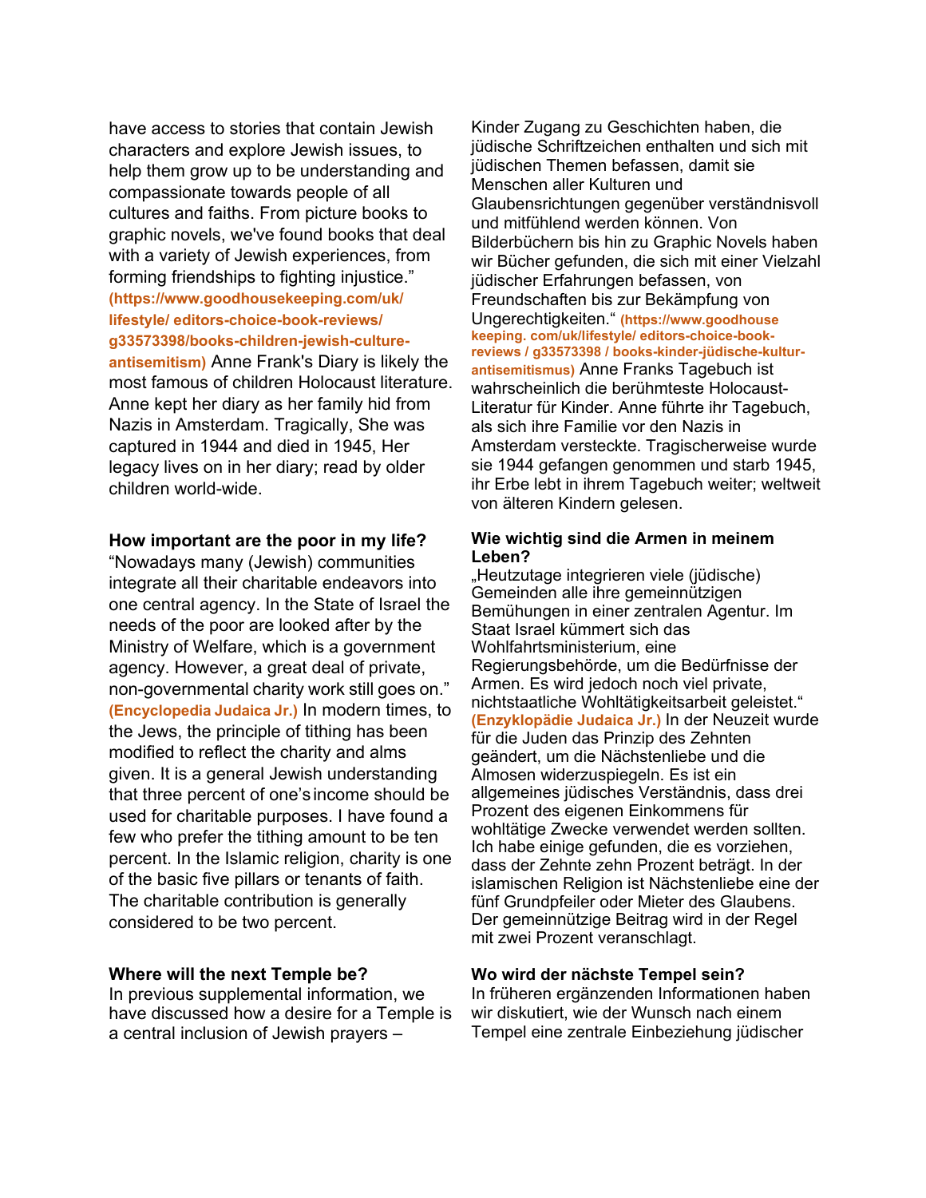have access to stories that contain Jewish characters and explore Jewish issues, to help them grow up to be understanding and compassionate towards people of all cultures and faiths. From picture books to graphic novels, we've found books that deal with a variety of Jewish experiences, from forming friendships to fighting injustice." **(https://www.goodhousekeeping.com/uk/lifestyle/ editors-choice-book-reviews/ g33573398/books-children-jewish-culture-antisemitism)** Anne Frank's Diary is likely the most famous of children Holocaust literature. Anne kept her diary as her family hid from Nazis in Amsterdam. Tragically, She was captured in 1944 and died in 1945, Her legacy lives on in her diary; read by older children world-wide.

**How important are the poor in my life?**
"Nowadays many (Jewish) communities integrate all their charitable endeavors into one central agency. In the State of Israel the needs of the poor are looked after by the Ministry of Welfare, which is a government agency. However, a great deal of private, non-governmental charity work still goes on." **(Encyclopedia Judaica Jr.)** In modern times, to the Jews, the principle of tithing has been modified to reflect the charity and alms given. It is a general Jewish understanding that three percent of one's income should be used for charitable purposes. I have found a few who prefer the tithing amount to be ten percent. In the Islamic religion, charity is one of the basic five pillars or tenants of faith. The charitable contribution is generally considered to be two percent.

**Where will the next Temple be?**
In previous supplemental information, we have discussed how a desire for a Temple is a central inclusion of Jewish prayers –

Kinder Zugang zu Geschichten haben, die jüdische Schriftzeichen enthalten und sich mit jüdischen Themen befassen, damit sie Menschen aller Kulturen und Glaubensrichtungen gegenüber verständnisvoll und mitfühlend werden können. Von Bilderbüchern bis hin zu Graphic Novels haben wir Bücher gefunden, die sich mit einer Vielzahl jüdischer Erfahrungen befassen, von Freundschaften bis zur Bekämpfung von Ungerechtigkeiten." **(https://www.goodhouse keeping. com/uk/lifestyle/ editors-choice-book-reviews / g33573398 / books-kinder-jüdische-kultur-antisemitismus)** Anne Franks Tagebuch ist wahrscheinlich die berühmteste Holocaust-Literatur für Kinder. Anne führte ihr Tagebuch, als sich ihre Familie vor den Nazis in Amsterdam versteckte. Tragischerweise wurde sie 1944 gefangen genommen und starb 1945, ihr Erbe lebt in ihrem Tagebuch weiter; weltweit von älteren Kindern gelesen.

**Wie wichtig sind die Armen in meinem Leben?**
„Heutzutage integrieren viele (jüdische) Gemeinden alle ihre gemeinnützigen Bemühungen in einer zentralen Agentur. Im Staat Israel kümmert sich das Wohlfahrtsministerium, eine Regierungsbehörde, um die Bedürfnisse der Armen. Es wird jedoch noch viel private, nichtstaatliche Wohltätigkeitsarbeit geleistet." **(Enzyklopädie Judaica Jr.)** In der Neuzeit wurde für die Juden das Prinzip des Zehnten geändert, um die Nächstenliebe und die Almosen widerzuspiegeln. Es ist ein allgemeines jüdisches Verständnis, dass drei Prozent des eigenen Einkommens für wohltätige Zwecke verwendet werden sollten. Ich habe einige gefunden, die es vorziehen, dass der Zehnte zehn Prozent beträgt. In der islamischen Religion ist Nächstenliebe eine der fünf Grundpfeiler oder Mieter des Glaubens. Der gemeinnützige Beitrag wird in der Regel mit zwei Prozent veranschlagt.

**Wo wird der nächste Tempel sein?**
In früheren ergänzenden Informationen haben wir diskutiert, wie der Wunsch nach einem Tempel eine zentrale Einbeziehung jüdischer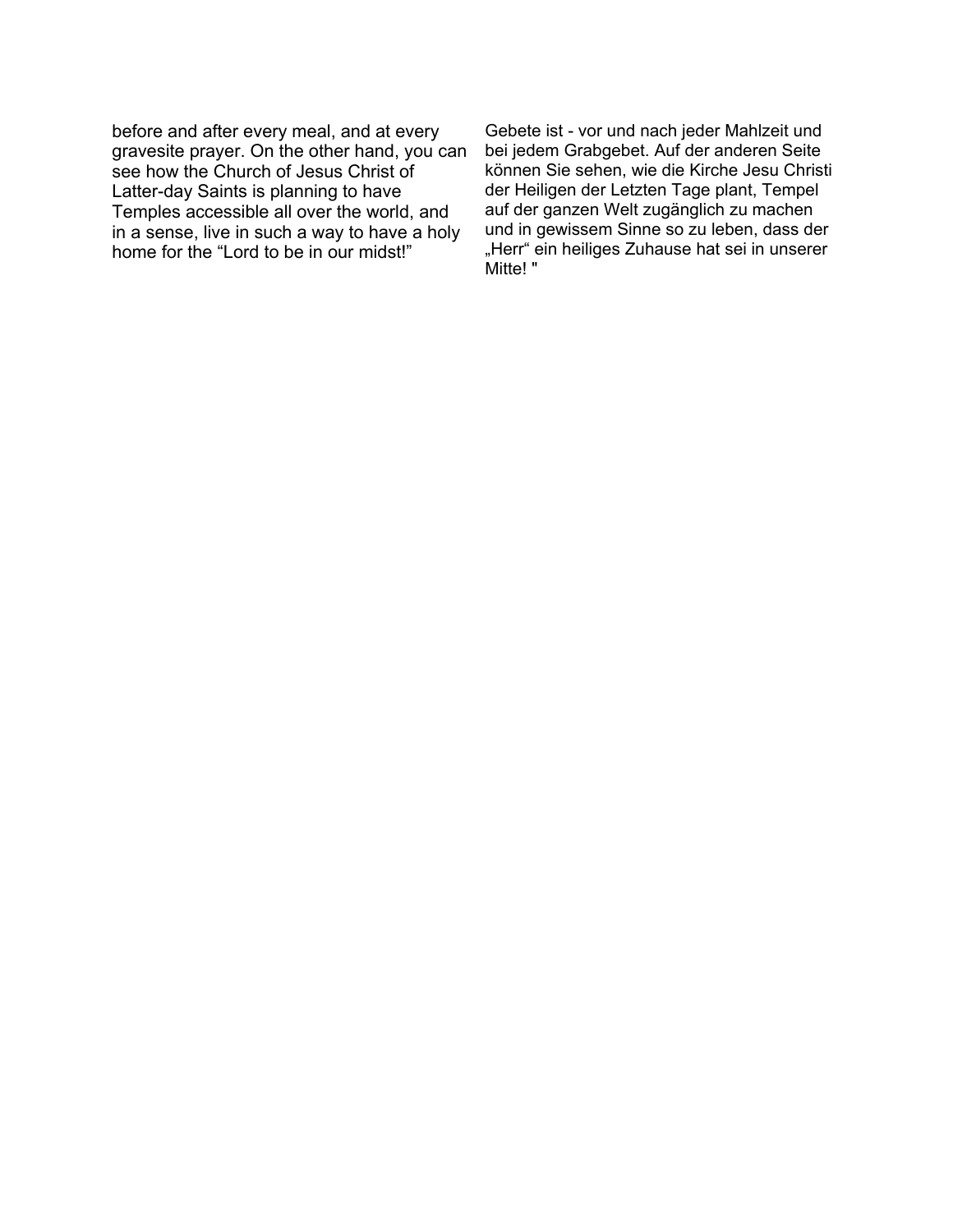before and after every meal, and at every gravesite prayer. On the other hand, you can see how the Church of Jesus Christ of Latter-day Saints is planning to have Temples accessible all over the world, and in a sense, live in such a way to have a holy home for the "Lord to be in our midst!"

Gebete ist - vor und nach jeder Mahlzeit und bei jedem Grabgebet. Auf der anderen Seite können Sie sehen, wie die Kirche Jesu Christi der Heiligen der Letzten Tage plant, Tempel auf der ganzen Welt zugänglich zu machen und in gewissem Sinne so zu leben, dass der „Herr" ein heiliges Zuhause hat sei in unserer Mitte! "